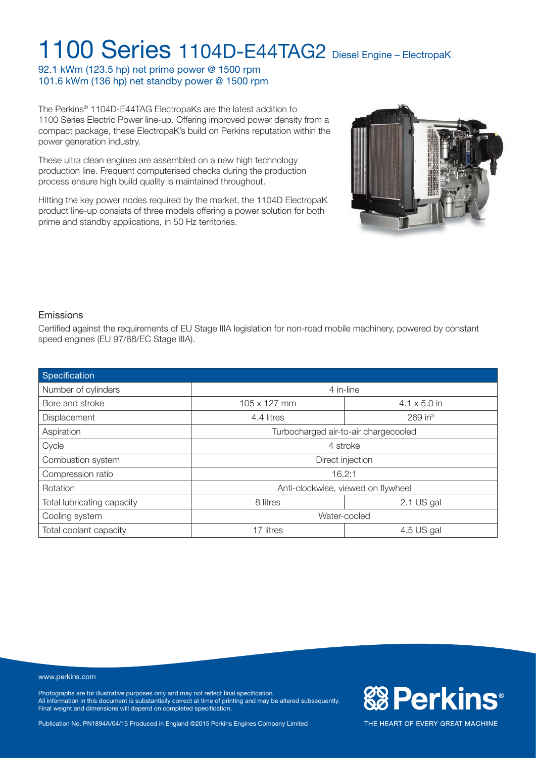# 1100 Series 1104D-E44TAG2 Diesel Engine – ElectropaK

92.1 kWm (123.5 hp) net prime power @ 1500 rpm
101.6 kWm (136 hp) net standby power @ 1500 rpm

The Perkins® 1104D-E44TAG ElectropaKs are the latest addition to 1100 Series Electric Power line-up. Offering improved power density from a compact package, these ElectropaK's build on Perkins reputation within the power generation industry.

These ultra clean engines are assembled on a new high technology production line. Frequent computerised checks during the production process ensure high build quality is maintained throughout.

Hitting the key power nodes required by the market, the 1104D ElectropaK product line-up consists of three models offering a power solution for both prime and standby applications, in 50 Hz territories.

## Emissions

Certified against the requirements of EU Stage IIIA legislation for non-road mobile machinery, powered by constant speed engines (EU 97/68/EC Stage IIIA).

| Specification | | |
|---|---|---|
| Number of cylinders | 4 in-line | |
| Bore and stroke | 105 x 127 mm | 4.1 x 5.0 in |
| Displacement | 4.4 litres | 269 in$^3$ |
| Aspiration | Turbocharged air-to-air chargecooled | |
| Cycle | 4 stroke | |
| Combustion system | Direct injection | |
| Compression ratio | 16.2:1 | |
| Rotation | Anti-clockwise, viewed on flywheel | |
| Total lubricating capacity | 8 litres | 2.1 US gal |
| Cooling system | Water-cooled | |
| Total coolant capacity | 17 litres | 4.5 US gal |

www.perkins.com

Photographs are for illustrative purposes only and may not reflect final specification.
All information in this document is substantially correct at time of printing and may be altered subsequently.
Final weight and dimensions will depend on completed specification.

Publication No. PN1894A/04/15 Produced in England ©2015 Perkins Engines Company Limited

Perkins®
THE HEART OF EVERY GREAT MACHINE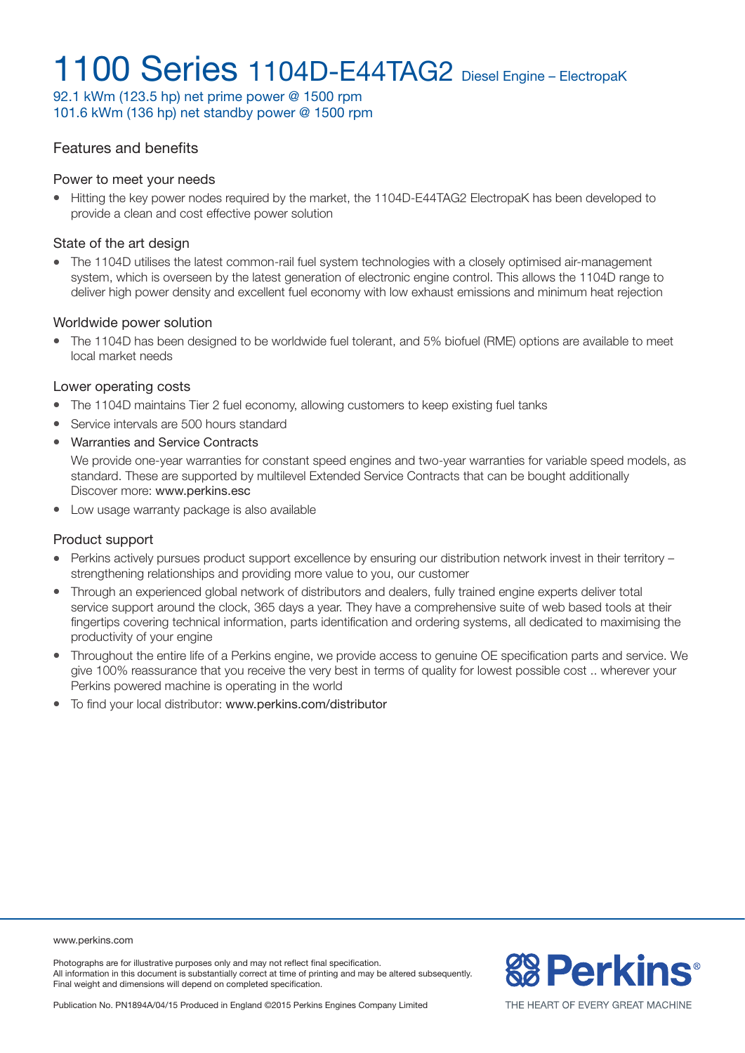# 1100 Series 1104D-E44TAG2 Diesel Engine – ElectropaK

92.1 kWm (123.5 hp) net prime power @ 1500 rpm
101.6 kWm (136 hp) net standby power @ 1500 rpm

## Features and benefits

### Power to meet your needs

- Hitting the key power nodes required by the market, the 1104D-E44TAG2 ElectropaK has been developed to provide a clean and cost effective power solution

### State of the art design

- The 1104D utilises the latest common-rail fuel system technologies with a closely optimised air-management system, which is overseen by the latest generation of electronic engine control. This allows the 1104D range to deliver high power density and excellent fuel economy with low exhaust emissions and minimum heat rejection

### Worldwide power solution

- The 1104D has been designed to be worldwide fuel tolerant, and 5% biofuel (RME) options are available to meet local market needs

### Lower operating costs

- The 1104D maintains Tier 2 fuel economy, allowing customers to keep existing fuel tanks
- Service intervals are 500 hours standard
- Warranties and Service Contracts

  We provide one-year warranties for constant speed engines and two-year warranties for variable speed models, as standard. These are supported by multilevel Extended Service Contracts that can be bought additionally Discover more: www.perkins.esc
- Low usage warranty package is also available

### Product support

- Perkins actively pursues product support excellence by ensuring our distribution network invest in their territory – strengthening relationships and providing more value to you, our customer
- Through an experienced global network of distributors and dealers, fully trained engine experts deliver total service support around the clock, 365 days a year. They have a comprehensive suite of web based tools at their fingertips covering technical information, parts identification and ordering systems, all dedicated to maximising the productivity of your engine
- Throughout the entire life of a Perkins engine, we provide access to genuine OE specification parts and service. We give 100% reassurance that you receive the very best in terms of quality for lowest possible cost .. wherever your Perkins powered machine is operating in the world
- To find your local distributor: www.perkins.com/distributor

www.perkins.com

Photographs are for illustrative purposes only and may not reflect final specification.
All information in this document is substantially correct at time of printing and may be altered subsequently.
Final weight and dimensions will depend on completed specification.

Publication No. PN1894A/04/15 Produced in England ©2015 Perkins Engines Company Limited

Perkins® THE HEART OF EVERY GREAT MACHINE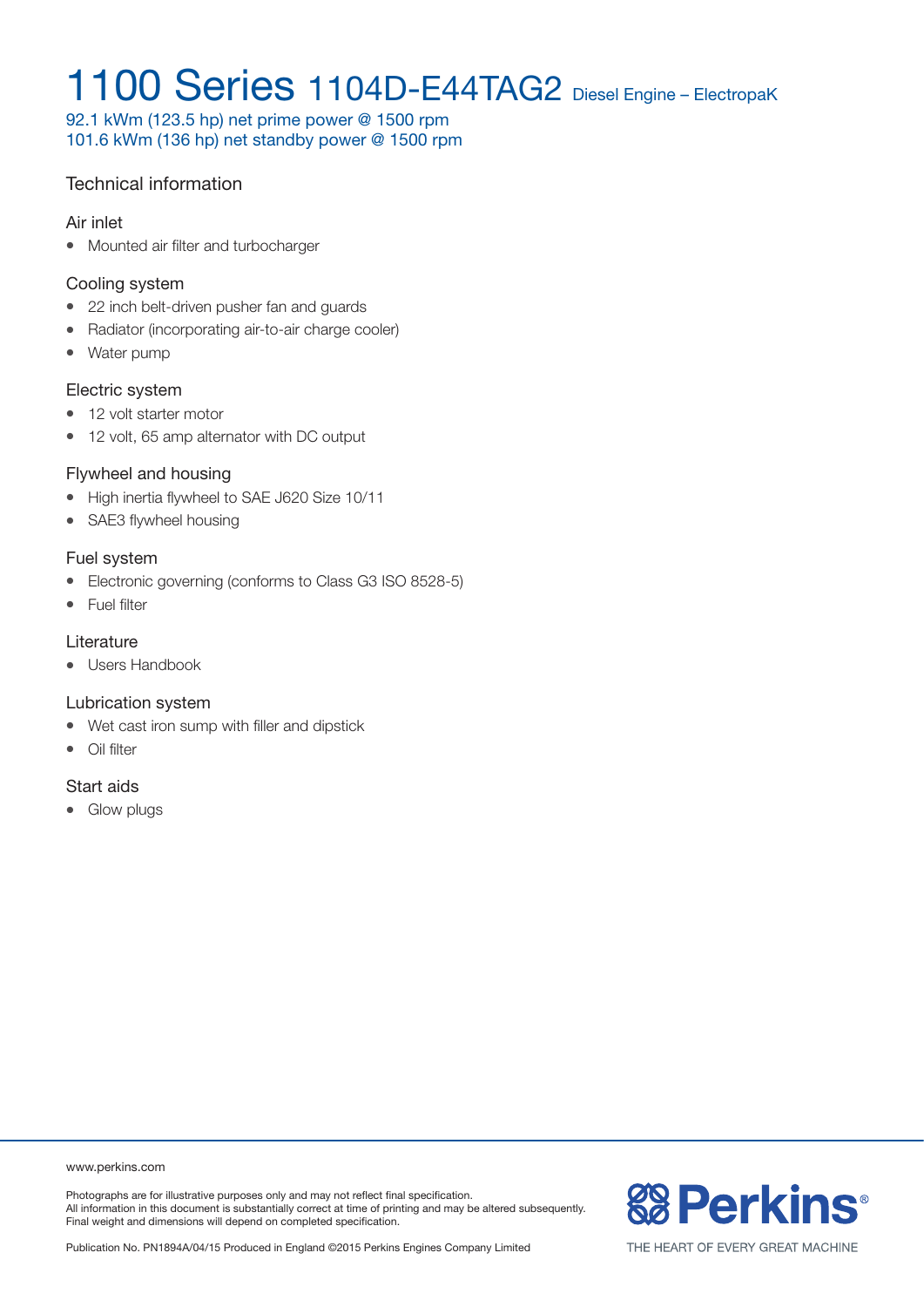# 1100 Series 1104D-E44TAG2 Diesel Engine – ElectropaK

92.1 kWm (123.5 hp) net prime power @ 1500 rpm
101.6 kWm (136 hp) net standby power @ 1500 rpm

## Technical information

### Air inlet

- Mounted air filter and turbocharger

### Cooling system

- 22 inch belt-driven pusher fan and guards
- Radiator (incorporating air-to-air charge cooler)
- Water pump

### Electric system

- 12 volt starter motor
- 12 volt, 65 amp alternator with DC output

### Flywheel and housing

- High inertia flywheel to SAE J620 Size 10/11
- SAE3 flywheel housing

### Fuel system

- Electronic governing (conforms to Class G3 ISO 8528-5)
- Fuel filter

### Literature

- Users Handbook

### Lubrication system

- Wet cast iron sump with filler and dipstick
- Oil filter

### Start aids

- Glow plugs

www.perkins.com

Photographs are for illustrative purposes only and may not reflect final specification.
All information in this document is substantially correct at time of printing and may be altered subsequently.
Final weight and dimensions will depend on completed specification.

Publication No. PN1894A/04/15 Produced in England ©2015 Perkins Engines Company Limited

Perkins® THE HEART OF EVERY GREAT MACHINE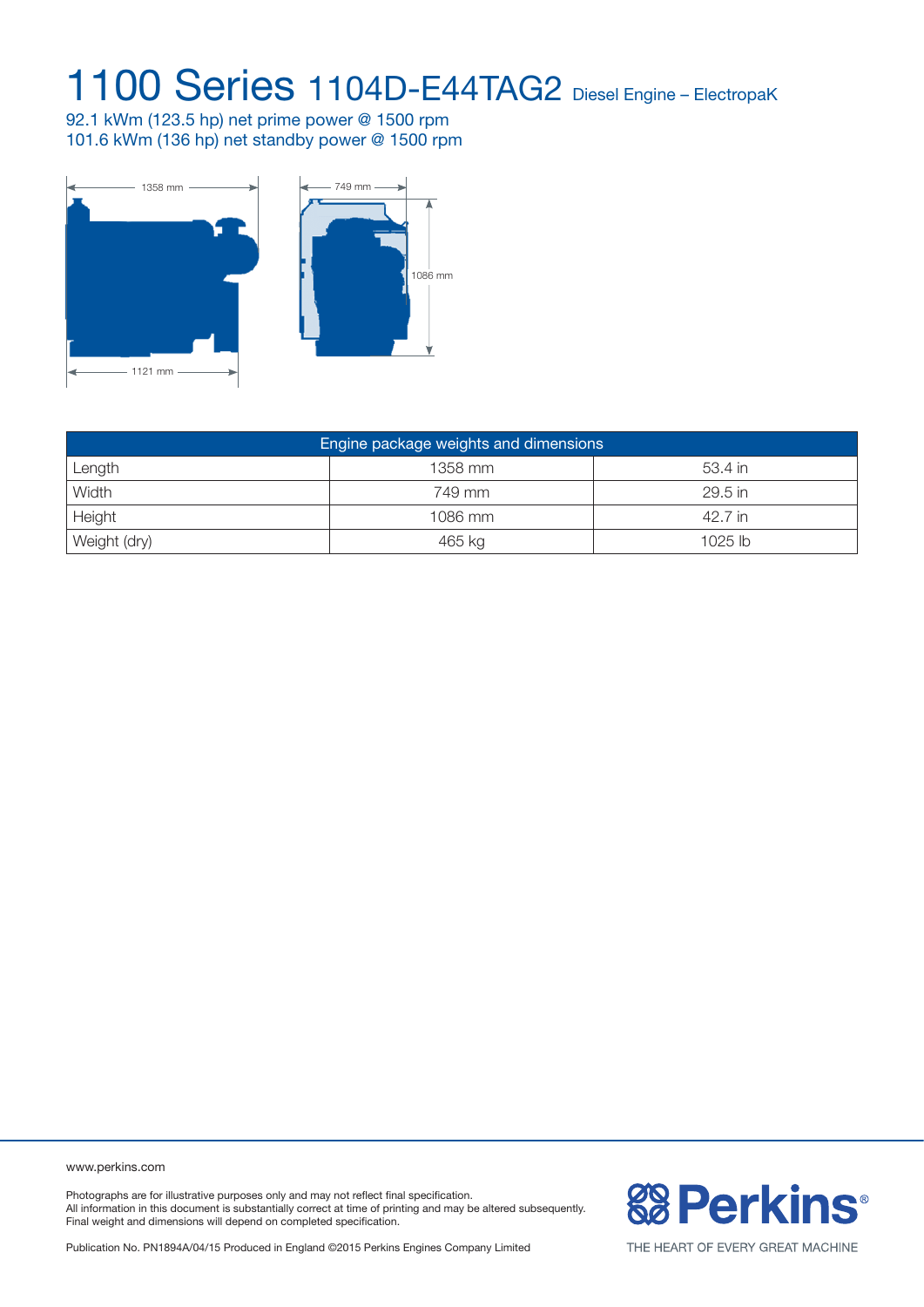# 1100 Series 1104D-E44TAG2 Diesel Engine – ElectropaK

92.1 kWm (123.5 hp) net prime power @ 1500 rpm
101.6 kWm (136 hp) net standby power @ 1500 rpm

1358 mm

749 mm

1086 mm

1121 mm

| Engine package weights and dimensions | | |
|---|---|---|
| Length | 1358 mm | 53.4 in |
| Width | 749 mm | 29.5 in |
| Height | 1086 mm | 42.7 in |
| Weight (dry) | 465 kg | 1025 lb |

www.perkins.com

Photographs are for illustrative purposes only and may not reflect final specification.
All information in this document is substantially correct at time of printing and may be altered subsequently.
Final weight and dimensions will depend on completed specification.

Publication No. PN1894A/04/15 Produced in England ©2015 Perkins Engines Company Limited

Perkins®

THE HEART OF EVERY GREAT MACHINE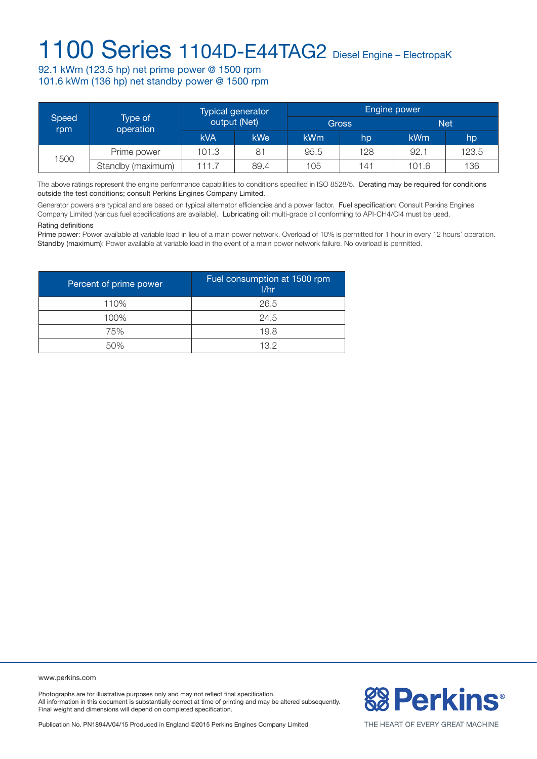# 1100 Series 1104D-E44TAG2 Diesel Engine – ElectropaK

92.1 kWm (123.5 hp) net prime power @ 1500 rpm
101.6 kWm (136 hp) net standby power @ 1500 rpm

| Speed rpm | Type of operation | Typical generator output (Net) | | Engine power | | | |
|---|---|---|---|---|---|---|---|
| | | | | Gross | | Net | |
| | | kVA | kWe | kWm | hp | kWm | hp |
| 1500 | Prime power | 101.3 | 81 | 95.5 | 128 | 92.1 | 123.5 |
| | Standby (maximum) | 111.7 | 89.4 | 105 | 141 | 101.6 | 136 |

The above ratings represent the engine performance capabilities to conditions specified in ISO 8528/5. Derating may be required for conditions outside the test conditions; consult Perkins Engines Company Limited.

Generator powers are typical and are based on typical alternator efficiencies and a power factor. Fuel specification: Consult Perkins Engines Company Limited (various fuel specifications are available). Lubricating oil: multi-grade oil conforming to API-CH4/CI4 must be used.

Rating definitions

Prime power: Power available at variable load in lieu of a main power network. Overload of 10% is permitted for 1 hour in every 12 hours' operation.
Standby (maximum): Power available at variable load in the event of a main power network failure. No overload is permitted.

| Percent of prime power | Fuel consumption at 1500 rpm l/hr |
|---|---|
| 110% | 26.5 |
| 100% | 24.5 |
| 75% | 19.8 |
| 50% | 13.2 |

www.perkins.com

Photographs are for illustrative purposes only and may not reflect final specification.
All information in this document is substantially correct at time of printing and may be altered subsequently.
Final weight and dimensions will depend on completed specification.

Publication No. PN1894A/04/15 Produced in England ©2015 Perkins Engines Company Limited

Perkins®
THE HEART OF EVERY GREAT MACHINE